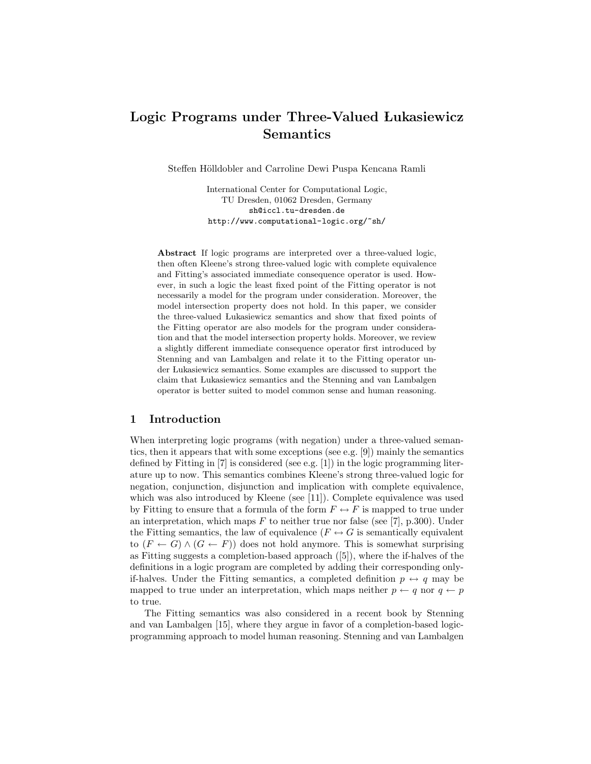# Logic Programs under Three-Valued Łukasiewicz Semantics

Steffen Hölldobler and Carroline Dewi Puspa Kencana Ramli

International Center for Computational Logic,
TU Dresden, 01062 Dresden, Germany
sh@iccl.tu-dresden.de
http://www.computational-logic.org/~sh/

**Abstract** If logic programs are interpreted over a three-valued logic, then often Kleene's strong three-valued logic with complete equivalence and Fitting's associated immediate consequence operator is used. However, in such a logic the least fixed point of the Fitting operator is not necessarily a model for the program under consideration. Moreover, the model intersection property does not hold. In this paper, we consider the three-valued Łukasiewicz semantics and show that fixed points of the Fitting operator are also models for the program under consideration and that the model intersection property holds. Moreover, we review a slightly different immediate consequence operator first introduced by Stenning and van Lambalgen and relate it to the Fitting operator under Łukasiewicz semantics. Some examples are discussed to support the claim that Łukasiewicz semantics and the Stenning and van Lambalgen operator is better suited to model common sense and human reasoning.

## 1 Introduction

When interpreting logic programs (with negation) under a three-valued semantics, then it appears that with some exceptions (see e.g. [9]) mainly the semantics defined by Fitting in [7] is considered (see e.g. [1]) in the logic programming literature up to now. This semantics combines Kleene's strong three-valued logic for negation, conjunction, disjunction and implication with complete equivalence, which was also introduced by Kleene (see [11]). Complete equivalence was used by Fitting to ensure that a formula of the form $F \leftrightarrow F$ is mapped to true under an interpretation, which maps $F$ to neither true nor false (see [7], p.300). Under the Fitting semantics, the law of equivalence ($F \leftrightarrow G$ is semantically equivalent to $(F \leftarrow G) \wedge (G \leftarrow F)$) does not hold anymore. This is somewhat surprising as Fitting suggests a completion-based approach ([5]), where the if-halves of the definitions in a logic program are completed by adding their corresponding only-if-halves. Under the Fitting semantics, a completed definition $p \leftrightarrow q$ may be mapped to true under an interpretation, which maps neither $p \leftarrow q$ nor $q \leftarrow p$ to true.

The Fitting semantics was also considered in a recent book by Stenning and van Lambalgen [15], where they argue in favor of a completion-based logic-programming approach to model human reasoning. Stenning and van Lambalgen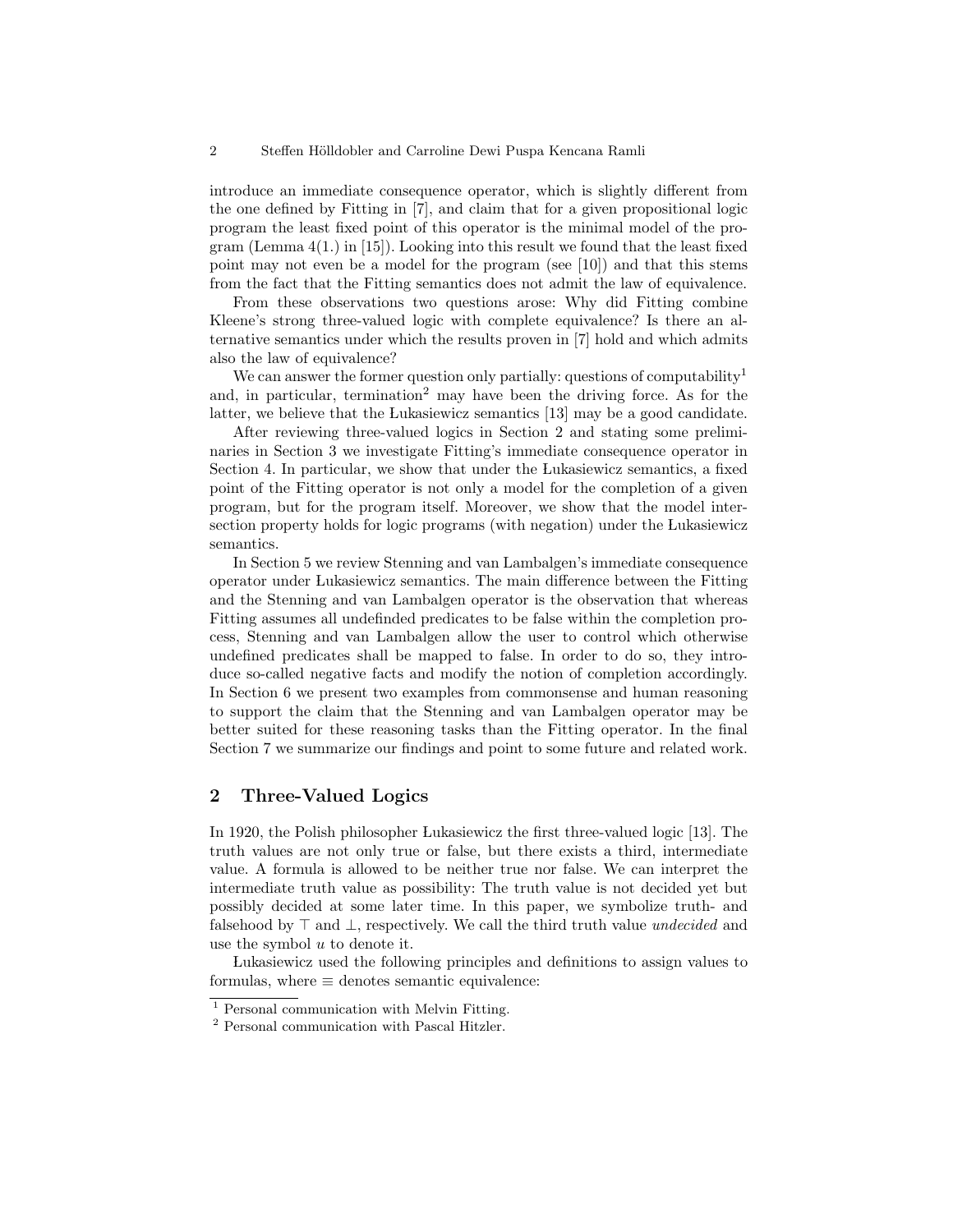introduce an immediate consequence operator, which is slightly different from the one defined by Fitting in [7], and claim that for a given propositional logic program the least fixed point of this operator is the minimal model of the program (Lemma 4(1.) in [15]). Looking into this result we found that the least fixed point may not even be a model for the program (see [10]) and that this stems from the fact that the Fitting semantics does not admit the law of equivalence.

From these observations two questions arose: Why did Fitting combine Kleene's strong three-valued logic with complete equivalence? Is there an alternative semantics under which the results proven in [7] hold and which admits also the law of equivalence?

We can answer the former question only partially: questions of computability[1] and, in particular, termination[2] may have been the driving force. As for the latter, we believe that the Łukasiewicz semantics [13] may be a good candidate.

After reviewing three-valued logics in Section 2 and stating some preliminaries in Section 3 we investigate Fitting's immediate consequence operator in Section 4. In particular, we show that under the Łukasiewicz semantics, a fixed point of the Fitting operator is not only a model for the completion of a given program, but for the program itself. Moreover, we show that the model intersection property holds for logic programs (with negation) under the Łukasiewicz semantics.

In Section 5 we review Stenning and van Lambalgen's immediate consequence operator under Łukasiewicz semantics. The main difference between the Fitting and the Stenning and van Lambalgen operator is the observation that whereas Fitting assumes all undefinded predicates to be false within the completion process, Stenning and van Lambalgen allow the user to control which otherwise undefined predicates shall be mapped to false. In order to do so, they introduce so-called negative facts and modify the notion of completion accordingly. In Section 6 we present two examples from commonsense and human reasoning to support the claim that the Stenning and van Lambalgen operator may be better suited for these reasoning tasks than the Fitting operator. In the final Section 7 we summarize our findings and point to some future and related work.

## 2 Three-Valued Logics

In 1920, the Polish philosopher Łukasiewicz the first three-valued logic [13]. The truth values are not only true or false, but there exists a third, intermediate value. A formula is allowed to be neither true nor false. We can interpret the intermediate truth value as possibility: The truth value is not decided yet but possibly decided at some later time. In this paper, we symbolize truth- and falsehood by $\top$ and $\bot$, respectively. We call the third truth value *undecided* and use the symbol $u$ to denote it.

Łukasiewicz used the following principles and definitions to assign values to formulas, where $\equiv$ denotes semantic equivalence:

[1] Personal communication with Melvin Fitting.

[2] Personal communication with Pascal Hitzler.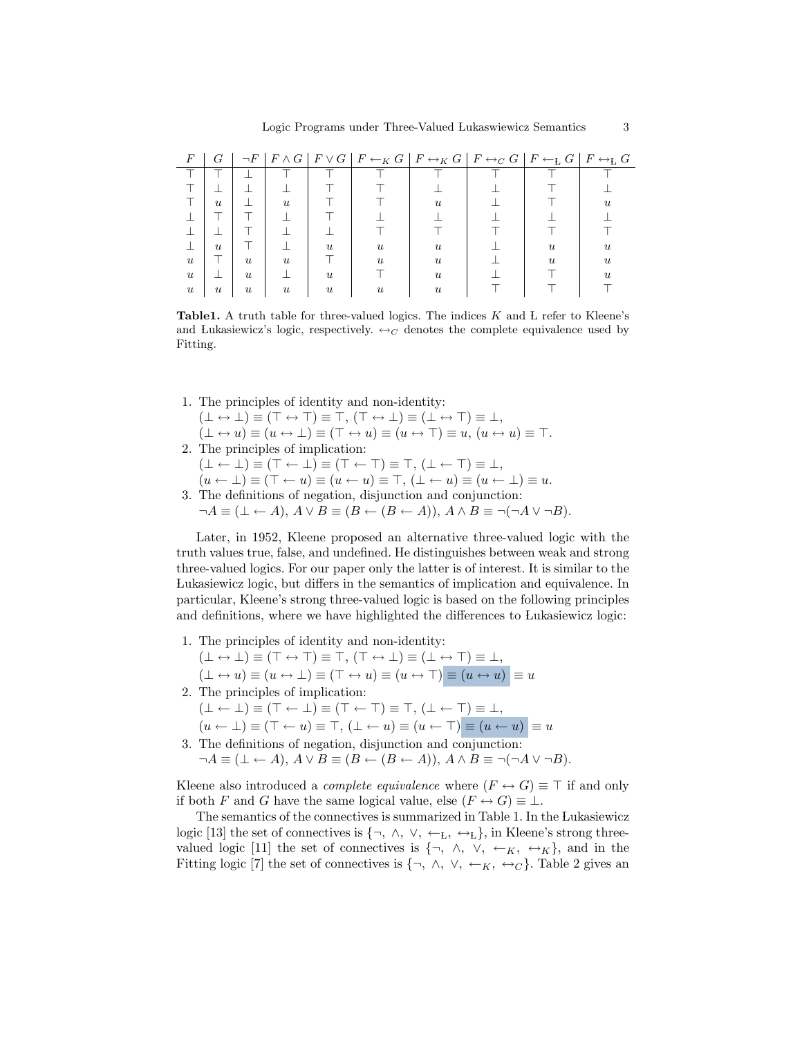| $F$ | $G$ | $\neg F$ | $F \wedge G$ | $F \vee G$ | $F \leftarrow_K G$ | $F \leftrightarrow_K G$ | $F \leftrightarrow_C G$ | $F \leftarrow_{Ł} G$ | $F \leftrightarrow_{Ł} G$ |
|---|---|---|---|---|---|---|---|---|---|
| $\top$ | $\top$ | $\bot$ | $\top$ | $\top$ | $\top$ | $\top$ | $\top$ | $\top$ | $\top$ |
| $\top$ | $\bot$ | $\bot$ | $\bot$ | $\top$ | $\top$ | $\bot$ | $\bot$ | $\top$ | $\bot$ |
| $\top$ | $u$ | $\bot$ | $u$ | $\top$ | $\top$ | $u$ | $\bot$ | $\top$ | $u$ |
| $\bot$ | $\top$ | $\top$ | $\bot$ | $\top$ | $\bot$ | $\bot$ | $\bot$ | $\bot$ | $\bot$ |
| $\bot$ | $\bot$ | $\top$ | $\bot$ | $\bot$ | $\top$ | $\top$ | $\top$ | $\top$ | $\top$ |
| $\bot$ | $u$ | $\top$ | $\bot$ | $u$ | $u$ | $u$ | $\bot$ | $u$ | $u$ |
| $u$ | $\top$ | $u$ | $u$ | $\top$ | $u$ | $u$ | $\bot$ | $u$ | $u$ |
| $u$ | $\bot$ | $u$ | $\bot$ | $u$ | $\top$ | $u$ | $\bot$ | $\top$ | $u$ |
| $u$ | $u$ | $u$ | $u$ | $u$ | $u$ | $u$ | $\top$ | $\top$ | $\top$ |

**Table1.** A truth table for three-valued logics. The indices $K$ and Ł refer to Kleene's and Łukasiewicz's logic, respectively. $\leftrightarrow_C$ denotes the complete equivalence used by Fitting.

1. The principles of identity and non-identity:
   $(\bot \leftrightarrow \bot) \equiv (\top \leftrightarrow \top) \equiv \top$, $(\top \leftrightarrow \bot) \equiv (\bot \leftrightarrow \top) \equiv \bot$,
   $(\bot \leftrightarrow u) \equiv (u \leftrightarrow \bot) \equiv (\top \leftrightarrow u) \equiv (u \leftrightarrow \top) \equiv u$, $(u \leftrightarrow u) \equiv \top$.
2. The principles of implication:
   $(\bot \leftarrow \bot) \equiv (\top \leftarrow \bot) \equiv (\top \leftarrow \top) \equiv \top$, $(\bot \leftarrow \top) \equiv \bot$,
   $(u \leftarrow \bot) \equiv (\top \leftarrow u) \equiv (u \leftarrow u) \equiv \top$, $(\bot \leftarrow u) \equiv (u \leftarrow \bot) \equiv u$.
3. The definitions of negation, disjunction and conjunction:
   $\neg A \equiv (\bot \leftarrow A)$, $A \vee B \equiv (B \leftarrow (B \leftarrow A))$, $A \wedge B \equiv \neg(\neg A \vee \neg B)$.

Later, in 1952, Kleene proposed an alternative three-valued logic with the truth values true, false, and undefined. He distinguishes between weak and strong three-valued logics. For our paper only the latter is of interest. It is similar to the Łukasiewicz logic, but differs in the semantics of implication and equivalence. In particular, Kleene's strong three-valued logic is based on the following principles and definitions, where we have highlighted the differences to Łukasiewicz logic:

1. The principles of identity and non-identity:
   $(\bot \leftrightarrow \bot) \equiv (\top \leftrightarrow \top) \equiv \top$, $(\top \leftrightarrow \bot) \equiv (\bot \leftrightarrow \top) \equiv \bot$,
   $(\bot \leftrightarrow u) \equiv (u \leftrightarrow \bot) \equiv (\top \leftrightarrow u) \equiv (u \leftrightarrow \top) \equiv (u \leftrightarrow u) \equiv u$
2. The principles of implication:
   $(\bot \leftarrow \bot) \equiv (\top \leftarrow \bot) \equiv (\top \leftarrow \top) \equiv \top$, $(\bot \leftarrow \top) \equiv \bot$,
   $(u \leftarrow \bot) \equiv (\top \leftarrow u) \equiv \top$, $(\bot \leftarrow u) \equiv (u \leftarrow \top) \equiv (u \leftarrow u) \equiv u$
3. The definitions of negation, disjunction and conjunction:
   $\neg A \equiv (\bot \leftarrow A)$, $A \vee B \equiv (B \leftarrow (B \leftarrow A))$, $A \wedge B \equiv \neg(\neg A \vee \neg B)$.

Kleene also introduced a *complete equivalence* where $(F \leftrightarrow G) \equiv \top$ if and only if both $F$ and $G$ have the same logical value, else $(F \leftrightarrow G) \equiv \bot$.

The semantics of the connectives is summarized in Table 1. In the Łukasiewicz logic [13] the set of connectives is $\{\neg, \wedge, \vee, \leftarrow_{Ł}, \leftrightarrow_{Ł}\}$, in Kleene's strong three-valued logic [11] the set of connectives is $\{\neg, \wedge, \vee, \leftarrow_K, \leftrightarrow_K\}$, and in the Fitting logic [7] the set of connectives is $\{\neg, \wedge, \vee, \leftarrow_K, \leftrightarrow_C\}$. Table 2 gives an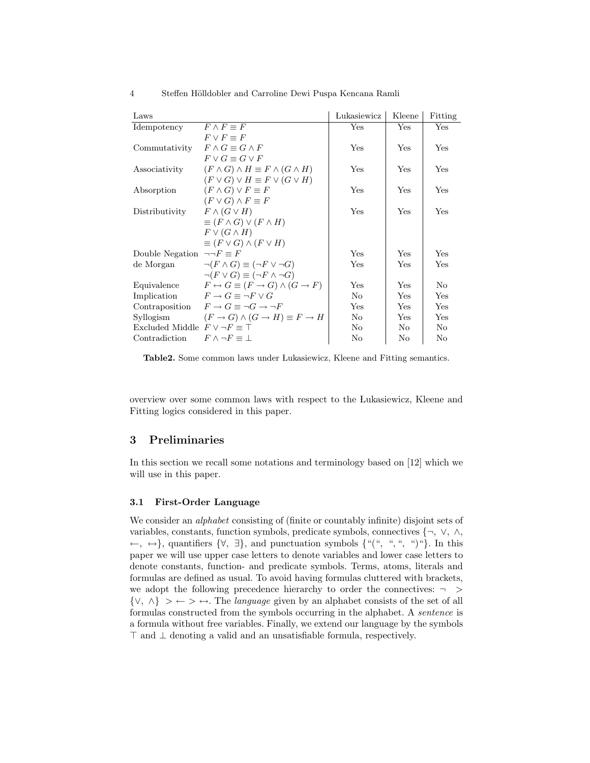| Laws | | Łukasiewicz | Kleene | Fitting |
|---|---|---|---|---|
| Idempotency | $F \wedge F \equiv F$ | Yes | Yes | Yes |
| | $F \vee F \equiv F$ | | | |
| Commutativity | $F \wedge G \equiv G \wedge F$ | Yes | Yes | Yes |
| | $F \vee G \equiv G \vee F$ | | | |
| Associativity | $(F \wedge G) \wedge H \equiv F \wedge (G \wedge H)$ | Yes | Yes | Yes |
| | $(F \vee G) \vee H \equiv F \vee (G \vee H)$ | | | |
| Absorption | $(F \wedge G) \vee F \equiv F$ | Yes | Yes | Yes |
| | $(F \vee G) \wedge F \equiv F$ | | | |
| Distributivity | $F \wedge (G \vee H)$ | Yes | Yes | Yes |
| | $\equiv (F \wedge G) \vee (F \wedge H)$ | | | |
| | $F \vee (G \wedge H)$ | | | |
| | $\equiv (F \vee G) \wedge (F \vee H)$ | | | |
| Double Negation | $\neg\neg F \equiv F$ | Yes | Yes | Yes |
| de Morgan | $\neg(F \wedge G) \equiv (\neg F \vee \neg G)$ | Yes | Yes | Yes |
| | $\neg(F \vee G) \equiv (\neg F \wedge \neg G)$ | | | |
| Equivalence | $F \leftrightarrow G \equiv (F \rightarrow G) \wedge (G \rightarrow F)$ | Yes | Yes | No |
| Implication | $F \rightarrow G \equiv \neg F \vee G$ | No | Yes | Yes |
| Contraposition | $F \rightarrow G \equiv \neg G \rightarrow \neg F$ | Yes | Yes | Yes |
| Syllogism | $(F \rightarrow G) \wedge (G \rightarrow H) \equiv F \rightarrow H$ | No | Yes | Yes |
| Excluded Middle | $F \vee \neg F \equiv \top$ | No | No | No |
| Contradiction | $F \wedge \neg F \equiv \bot$ | No | No | No |

**Table2.** Some common laws under Łukasiewicz, Kleene and Fitting semantics.

overview over some common laws with respect to the Łukasiewicz, Kleene and Fitting logics considered in this paper.

## 3 Preliminaries

In this section we recall some notations and terminology based on [12] which we will use in this paper.

### 3.1 First-Order Language

We consider an *alphabet* consisting of (finite or countably infinite) disjoint sets of variables, constants, function symbols, predicate symbols, connectives $\{\neg, \vee, \wedge, \leftarrow, \leftrightarrow\}$, quantifiers $\{\forall, \exists\}$, and punctuation symbols {"(", ",", ")"}. In this paper we will use upper case letters to denote variables and lower case letters to denote constants, function- and predicate symbols. Terms, atoms, literals and formulas are defined as usual. To avoid having formulas cluttered with brackets, we adopt the following precedence hierarchy to order the connectives: $\neg > \{\vee, \wedge\} > \leftarrow > \leftrightarrow$. The *language* given by an alphabet consists of the set of all formulas constructed from the symbols occurring in the alphabet. A *sentence* is a formula without free variables. Finally, we extend our language by the symbols $\top$ and $\bot$ denoting a valid and an unsatisfiable formula, respectively.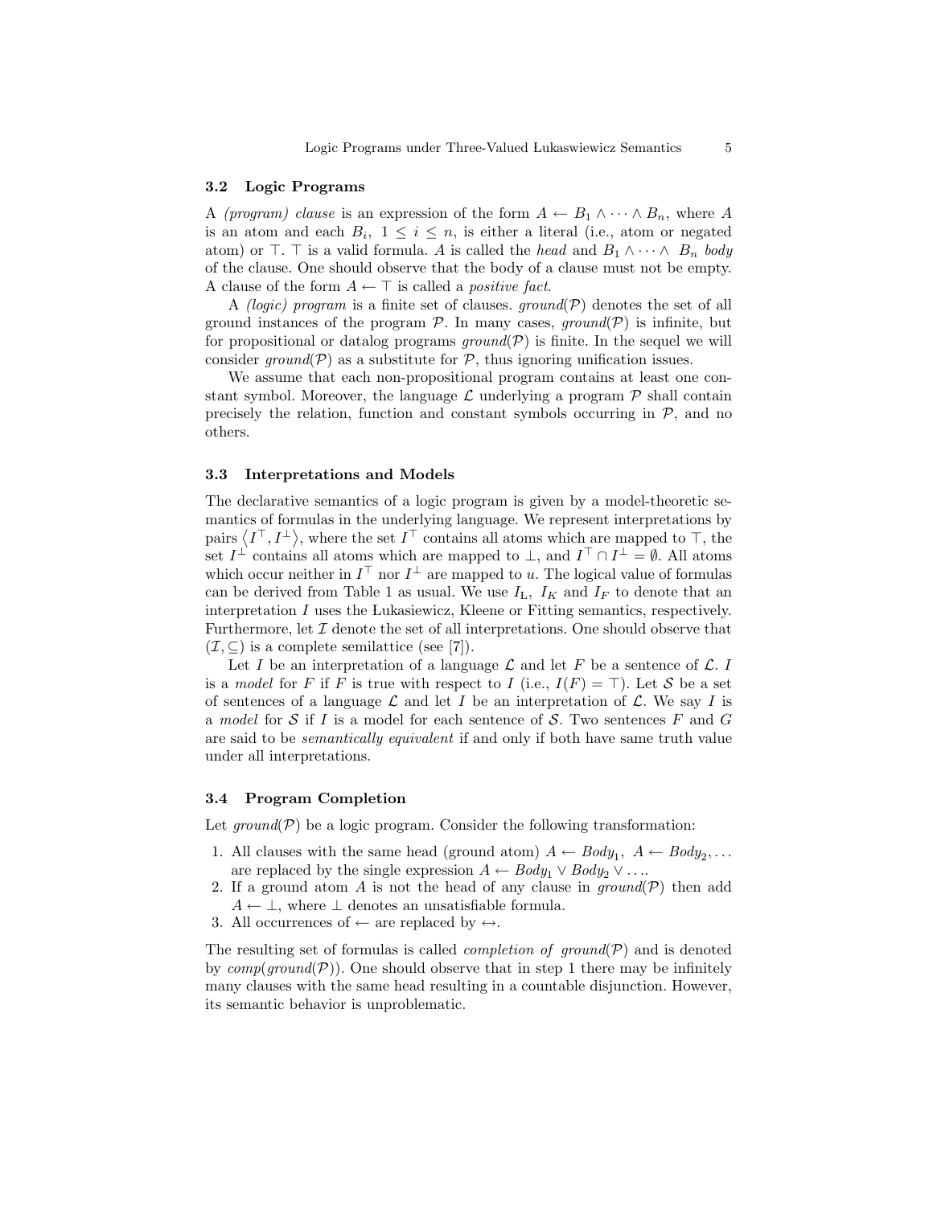### 3.2 Logic Programs

A *(program) clause* is an expression of the form $A \leftarrow B_1 \wedge \cdots \wedge B_n$, where $A$ is an atom and each $B_i$, $1 \leq i \leq n$, is either a literal (i.e., atom or negated atom) or $\top$. $\top$ is a valid formula. $A$ is called the *head* and $B_1 \wedge \cdots \wedge B_n$ *body* of the clause. One should observe that the body of a clause must not be empty. A clause of the form $A \leftarrow \top$ is called a *positive fact*.

A *(logic) program* is a finite set of clauses. *ground*($\mathcal{P}$) denotes the set of all ground instances of the program $\mathcal{P}$. In many cases, *ground*($\mathcal{P}$) is infinite, but for propositional or datalog programs *ground*($\mathcal{P}$) is finite. In the sequel we will consider *ground*($\mathcal{P}$) as a substitute for $\mathcal{P}$, thus ignoring unification issues.

We assume that each non-propositional program contains at least one constant symbol. Moreover, the language $\mathcal{L}$ underlying a program $\mathcal{P}$ shall contain precisely the relation, function and constant symbols occurring in $\mathcal{P}$, and no others.

### 3.3 Interpretations and Models

The declarative semantics of a logic program is given by a model-theoretic semantics of formulas in the underlying language. We represent interpretations by pairs $\langle I^\top, I^\bot \rangle$, where the set $I^\top$ contains all atoms which are mapped to $\top$, the set $I^\bot$ contains all atoms which are mapped to $\bot$, and $I^\top \cap I^\bot = \emptyset$. All atoms which occur neither in $I^\top$ nor $I^\bot$ are mapped to $u$. The logical value of formulas can be derived from Table 1 as usual. We use $I_{\text{Ł}}$, $I_K$ and $I_F$ to denote that an interpretation $I$ uses the Łukasiewicz, Kleene or Fitting semantics, respectively. Furthermore, let $\mathcal{I}$ denote the set of all interpretations. One should observe that $(\mathcal{I}, \subseteq)$ is a complete semilattice (see [7]).

Let $I$ be an interpretation of a language $\mathcal{L}$ and let $F$ be a sentence of $\mathcal{L}$. $I$ is a *model* for $F$ if $F$ is true with respect to $I$ (i.e., $I(F) = \top$). Let $\mathcal{S}$ be a set of sentences of a language $\mathcal{L}$ and let $I$ be an interpretation of $\mathcal{L}$. We say $I$ is a *model* for $\mathcal{S}$ if $I$ is a model for each sentence of $\mathcal{S}$. Two sentences $F$ and $G$ are said to be *semantically equivalent* if and only if both have same truth value under all interpretations.

### 3.4 Program Completion

Let *ground*($\mathcal{P}$) be a logic program. Consider the following transformation:

1. All clauses with the same head (ground atom) $A \leftarrow Body_1,\ A \leftarrow Body_2, \ldots$ are replaced by the single expression $A \leftarrow Body_1 \vee Body_2 \vee \ldots$.
2. If a ground atom $A$ is not the head of any clause in *ground*($\mathcal{P}$) then add $A \leftarrow \bot$, where $\bot$ denotes an unsatisfiable formula.
3. All occurrences of $\leftarrow$ are replaced by $\leftrightarrow$.

The resulting set of formulas is called *completion of ground*($\mathcal{P}$) and is denoted by *comp*(*ground*($\mathcal{P}$)). One should observe that in step 1 there may be infinitely many clauses with the same head resulting in a countable disjunction. However, its semantic behavior is unproblematic.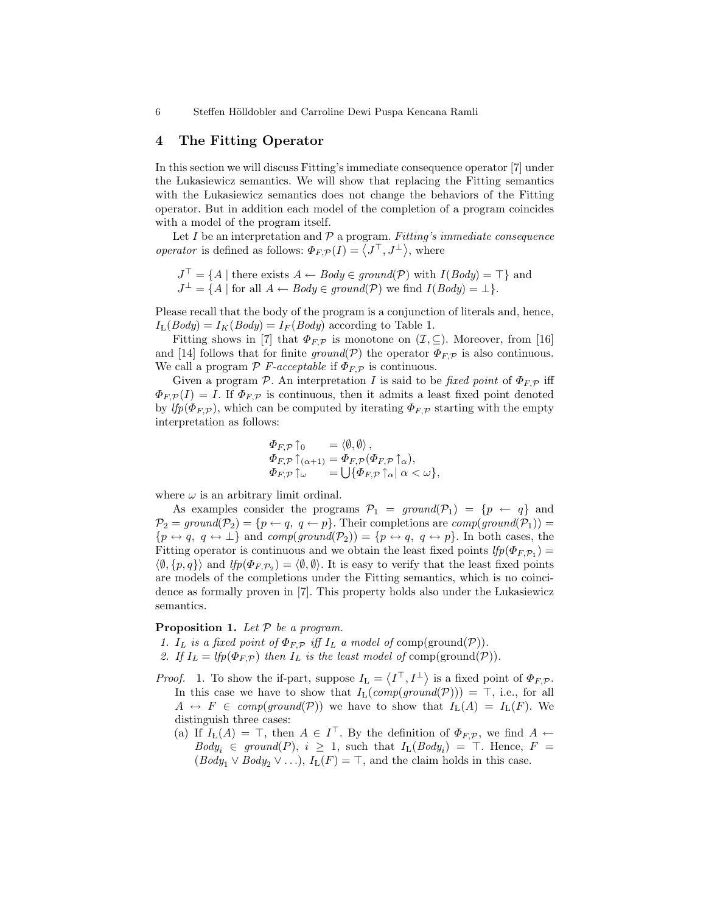## 4 The Fitting Operator

In this section we will discuss Fitting's immediate consequence operator [7] under the Łukasiewicz semantics. We will show that replacing the Fitting semantics with the Łukasiewicz semantics does not change the behaviors of the Fitting operator. But in addition each model of the completion of a program coincides with a model of the program itself.

Let $I$ be an interpretation and $\mathcal{P}$ a program. *Fitting's immediate consequence operator* is defined as follows: $\Phi_{F,\mathcal{P}}(I) = \langle J^\top, J^\bot \rangle$, where

$$J^\top = \{A \mid \text{there exists } A \leftarrow Body \in ground(\mathcal{P}) \text{ with } I(Body) = \top\} \text{ and}$$
$$J^\bot = \{A \mid \text{for all } A \leftarrow Body \in ground(\mathcal{P}) \text{ we find } I(Body) = \bot\}.$$

Please recall that the body of the program is a conjunction of literals and, hence, $I_{\mathrm{L}}(Body) = I_K(Body) = I_F(Body)$ according to Table 1.

Fitting shows in [7] that $\Phi_{F,\mathcal{P}}$ is monotone on $(\mathcal{I}, \subseteq)$. Moreover, from [16] and [14] follows that for finite $ground(\mathcal{P})$ the operator $\Phi_{F,\mathcal{P}}$ is also continuous. We call a program $\mathcal{P}$ *F-acceptable* if $\Phi_{F,\mathcal{P}}$ is continuous.

Given a program $\mathcal{P}$. An interpretation $I$ is said to be *fixed point* of $\Phi_{F,\mathcal{P}}$ iff $\Phi_{F,\mathcal{P}}(I) = I$. If $\Phi_{F,\mathcal{P}}$ is continuous, then it admits a least fixed point denoted by $lfp(\Phi_{F,\mathcal{P}})$, which can be computed by iterating $\Phi_{F,\mathcal{P}}$ starting with the empty interpretation as follows:

$$\begin{aligned}
\Phi_{F,\mathcal{P}}\uparrow_0 &= \langle \emptyset, \emptyset \rangle, \\
\Phi_{F,\mathcal{P}}\uparrow_{(\alpha+1)} &= \Phi_{F,\mathcal{P}}(\Phi_{F,\mathcal{P}}\uparrow_\alpha), \\
\Phi_{F,\mathcal{P}}\uparrow_\omega &= \bigcup\{\Phi_{F,\mathcal{P}}\uparrow_\alpha \mid \alpha < \omega\},
\end{aligned}$$

where $\omega$ is an arbitrary limit ordinal.

As examples consider the programs $\mathcal{P}_1 = ground(\mathcal{P}_1) = \{p \leftarrow q\}$ and $\mathcal{P}_2 = ground(\mathcal{P}_2) = \{p \leftarrow q,\ q \leftarrow p\}$. Their completions are $comp(ground(\mathcal{P}_1)) = \{p \leftrightarrow q,\ q \leftrightarrow \bot\}$ and $comp(ground(\mathcal{P}_2)) = \{p \leftrightarrow q,\ q \leftrightarrow p\}$. In both cases, the Fitting operator is continuous and we obtain the least fixed points $lfp(\Phi_{F,\mathcal{P}_1}) = \langle \emptyset, \{p, q\} \rangle$ and $lfp(\Phi_{F,\mathcal{P}_2}) = \langle \emptyset, \emptyset \rangle$. It is easy to verify that the least fixed points are models of the completions under the Fitting semantics, which is no coincidence as formally proven in [7]. This property holds also under the Łukasiewicz semantics.

**Proposition 1.** *Let $\mathcal{P}$ be a program.*

1. *$I_L$ is a fixed point of $\Phi_{F,\mathcal{P}}$ iff $I_L$ a model of* comp(ground($\mathcal{P}$)).
2. *If $I_L = lfp(\Phi_{F,\mathcal{P}})$ then $I_L$ is the least model of* comp(ground($\mathcal{P}$)).

*Proof.* 1. To show the if-part, suppose $I_{\mathrm{L}} = \langle I^\top, I^\bot \rangle$ is a fixed point of $\Phi_{F,\mathcal{P}}$. In this case we have to show that $I_{\mathrm{L}}(comp(ground(\mathcal{P}))) = \top$, i.e., for all $A \leftrightarrow F \in comp(ground(\mathcal{P}))$ we have to show that $I_{\mathrm{L}}(A) = I_{\mathrm{L}}(F)$. We distinguish three cases:

(a) If $I_{\mathrm{L}}(A) = \top$, then $A \in I^\top$. By the definition of $\Phi_{F,\mathcal{P}}$, we find $A \leftarrow Body_i \in ground(P)$, $i \geq 1$, such that $I_{\mathrm{L}}(Body_i) = \top$. Hence, $F = (Body_1 \vee Body_2 \vee \ldots)$, $I_{\mathrm{L}}(F) = \top$, and the claim holds in this case.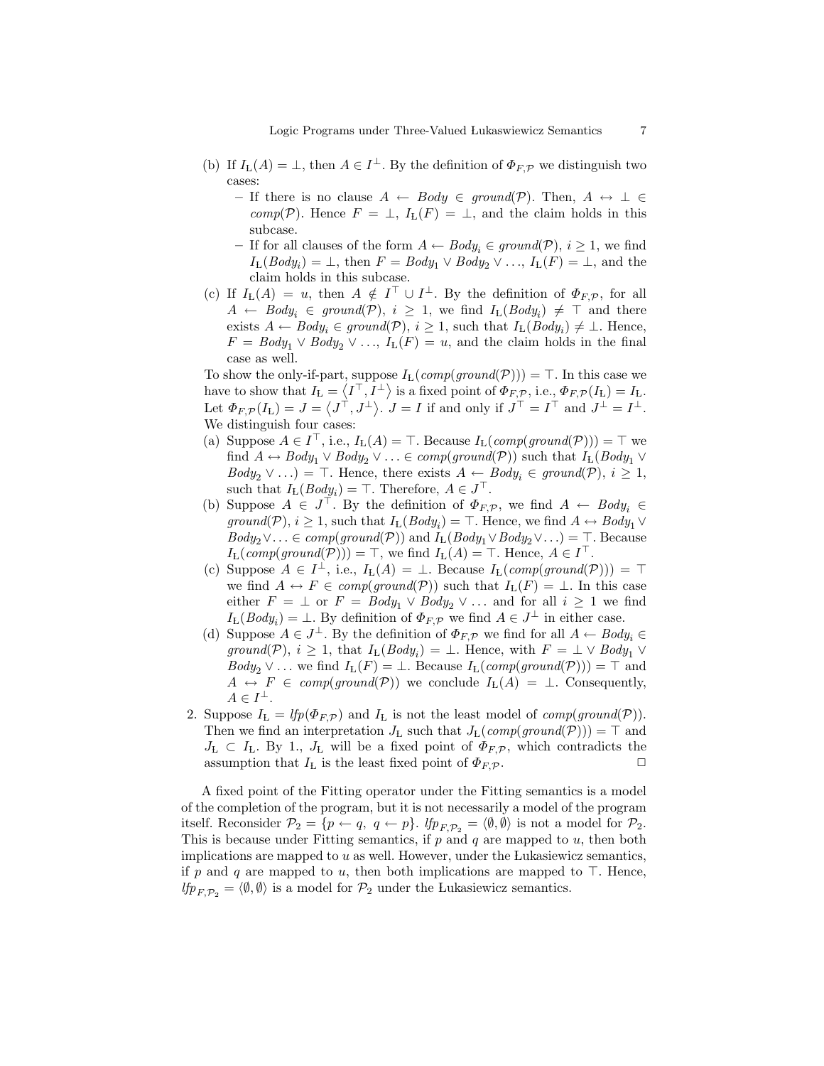(b) If $I_\text{L}(A) = \bot$, then $A \in I^\bot$. By the definition of $\Phi_{F,\mathcal{P}}$ we distinguish two cases:
   - If there is no clause $A \leftarrow \mathit{Body} \in \mathit{ground}(\mathcal{P})$. Then, $A \leftrightarrow \bot \in \mathit{comp}(\mathcal{P})$. Hence $F = \bot$, $I_\text{L}(F) = \bot$, and the claim holds in this subcase.
   - If for all clauses of the form $A \leftarrow \mathit{Body}_i \in \mathit{ground}(\mathcal{P})$, $i \geq 1$, we find $I_\text{L}(\mathit{Body}_i) = \bot$, then $F = \mathit{Body}_1 \vee \mathit{Body}_2 \vee \ldots$, $I_\text{L}(F) = \bot$, and the claim holds in this subcase.

(c) If $I_\text{L}(A) = u$, then $A \notin I^\top \cup I^\bot$. By the definition of $\Phi_{F,\mathcal{P}}$, for all $A \leftarrow \mathit{Body}_i \in \mathit{ground}(\mathcal{P})$, $i \geq 1$, we find $I_\text{L}(\mathit{Body}_i) \neq \top$ and there exists $A \leftarrow \mathit{Body}_i \in \mathit{ground}(\mathcal{P})$, $i \geq 1$, such that $I_\text{L}(\mathit{Body}_i) \neq \bot$. Hence, $F = \mathit{Body}_1 \vee \mathit{Body}_2 \vee \ldots$, $I_\text{L}(F) = u$, and the claim holds in the final case as well.

To show the only-if-part, suppose $I_\text{L}(\mathit{comp}(\mathit{ground}(\mathcal{P}))) = \top$. In this case we have to show that $I_\text{L} = \langle I^\top, I^\bot \rangle$ is a fixed point of $\Phi_{F,\mathcal{P}}$, i.e., $\Phi_{F,\mathcal{P}}(I_\text{L}) = I_\text{L}$. Let $\Phi_{F,\mathcal{P}}(I_\text{L}) = J = \langle J^\top, J^\bot \rangle$. $J = I$ if and only if $J^\top = I^\top$ and $J^\bot = I^\bot$. We distinguish four cases:

(a) Suppose $A \in I^\top$, i.e., $I_\text{L}(A) = \top$. Because $I_\text{L}(\mathit{comp}(\mathit{ground}(\mathcal{P}))) = \top$ we find $A \leftrightarrow \mathit{Body}_1 \vee \mathit{Body}_2 \vee \ldots \in \mathit{comp}(\mathit{ground}(\mathcal{P}))$ such that $I_\text{L}(\mathit{Body}_1 \vee \mathit{Body}_2 \vee \ldots) = \top$. Hence, there exists $A \leftarrow \mathit{Body}_i \in \mathit{ground}(\mathcal{P})$, $i \geq 1$, such that $I_\text{L}(\mathit{Body}_i) = \top$. Therefore, $A \in J^\top$.

(b) Suppose $A \in J^\top$. By the definition of $\Phi_{F,\mathcal{P}}$, we find $A \leftarrow \mathit{Body}_i \in \mathit{ground}(\mathcal{P})$, $i \geq 1$, such that $I_\text{L}(\mathit{Body}_i) = \top$. Hence, we find $A \leftrightarrow \mathit{Body}_1 \vee \mathit{Body}_2 \vee \ldots \in \mathit{comp}(\mathit{ground}(\mathcal{P}))$ and $I_\text{L}(\mathit{Body}_1 \vee \mathit{Body}_2 \vee \ldots) = \top$. Because $I_\text{L}(\mathit{comp}(\mathit{ground}(\mathcal{P}))) = \top$, we find $I_\text{L}(A) = \top$. Hence, $A \in I^\top$.

(c) Suppose $A \in I^\bot$, i.e., $I_\text{L}(A) = \bot$. Because $I_\text{L}(\mathit{comp}(\mathit{ground}(\mathcal{P}))) = \top$ we find $A \leftrightarrow F \in \mathit{comp}(\mathit{ground}(\mathcal{P}))$ such that $I_\text{L}(F) = \bot$. In this case either $F = \bot$ or $F = \mathit{Body}_1 \vee \mathit{Body}_2 \vee \ldots$ and for all $i \geq 1$ we find $I_\text{L}(\mathit{Body}_i) = \bot$. By definition of $\Phi_{F,\mathcal{P}}$ we find $A \in J^\bot$ in either case.

(d) Suppose $A \in J^\bot$. By the definition of $\Phi_{F,\mathcal{P}}$ we find for all $A \leftarrow \mathit{Body}_i \in \mathit{ground}(\mathcal{P})$, $i \geq 1$, that $I_\text{L}(\mathit{Body}_i) = \bot$. Hence, with $F = \bot \vee \mathit{Body}_1 \vee \mathit{Body}_2 \vee \ldots$ we find $I_\text{L}(F) = \bot$. Because $I_\text{L}(\mathit{comp}(\mathit{ground}(\mathcal{P}))) = \top$ and $A \leftrightarrow F \in \mathit{comp}(\mathit{ground}(\mathcal{P}))$ we conclude $I_\text{L}(A) = \bot$. Consequently, $A \in I^\bot$.

2. Suppose $I_\text{L} = \mathit{lfp}(\Phi_{F,\mathcal{P}})$ and $I_\text{L}$ is not the least model of $\mathit{comp}(\mathit{ground}(\mathcal{P}))$. Then we find an interpretation $J_\text{L}$ such that $J_\text{L}(\mathit{comp}(\mathit{ground}(\mathcal{P}))) = \top$ and $J_\text{L} \subset I_\text{L}$. By 1., $J_\text{L}$ will be a fixed point of $\Phi_{F,\mathcal{P}}$, which contradicts the assumption that $I_\text{L}$ is the least fixed point of $\Phi_{F,\mathcal{P}}$. □

A fixed point of the Fitting operator under the Fitting semantics is a model of the completion of the program, but it is not necessarily a model of the program itself. Reconsider $\mathcal{P}_2 = \{p \leftarrow q,\ q \leftarrow p\}$. $\mathit{lfp}_{F,\mathcal{P}_2} = \langle \emptyset, \emptyset \rangle$ is not a model for $\mathcal{P}_2$. This is because under Fitting semantics, if $p$ and $q$ are mapped to $u$, then both implications are mapped to $u$ as well. However, under the Łukasiewicz semantics, if $p$ and $q$ are mapped to $u$, then both implications are mapped to $\top$. Hence, $\mathit{lfp}_{F,\mathcal{P}_2} = \langle \emptyset, \emptyset \rangle$ is a model for $\mathcal{P}_2$ under the Łukasiewicz semantics.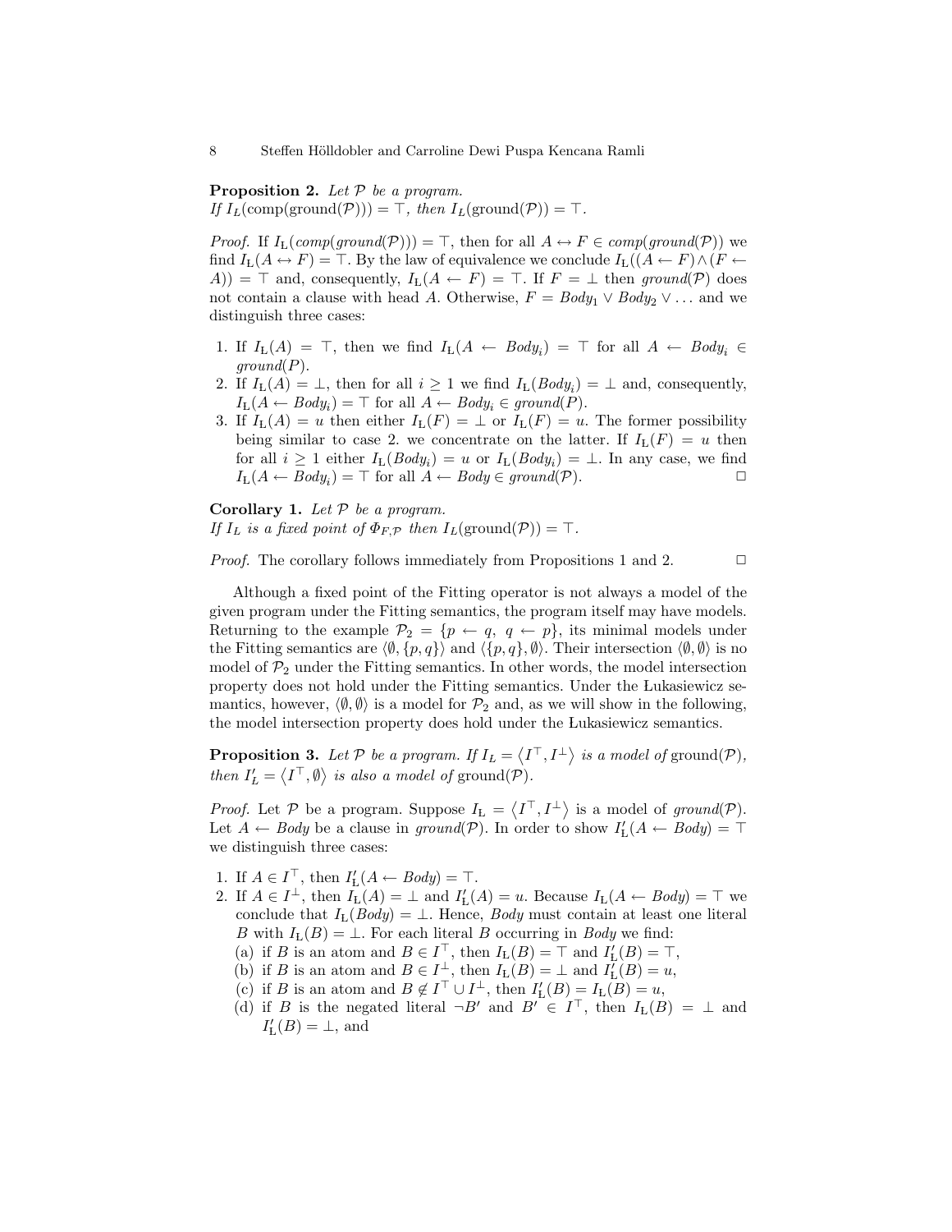**Proposition 2.** *Let $\mathcal{P}$ be a program. If $I_L(\text{comp}(\text{ground}(\mathcal{P}))) = \top$, then $I_L(\text{ground}(\mathcal{P})) = \top$.*

*Proof.* If $I_{\text{L}}(\mathit{comp}(\mathit{ground}(\mathcal{P}))) = \top$, then for all $A \leftrightarrow F \in \mathit{comp}(\mathit{ground}(\mathcal{P}))$ we find $I_{\text{L}}(A \leftrightarrow F) = \top$. By the law of equivalence we conclude $I_{\text{L}}((A \leftarrow F) \wedge (F \leftarrow A)) = \top$ and, consequently, $I_{\text{L}}(A \leftarrow F) = \top$. If $F = \bot$ then $\mathit{ground}(\mathcal{P})$ does not contain a clause with head $A$. Otherwise, $F = \mathit{Body}_1 \vee \mathit{Body}_2 \vee \ldots$ and we distinguish three cases:

1. If $I_{\text{L}}(A) = \top$, then we find $I_{\text{L}}(A \leftarrow \mathit{Body}_i) = \top$ for all $A \leftarrow \mathit{Body}_i \in \mathit{ground}(P)$.
2. If $I_{\text{L}}(A) = \bot$, then for all $i \geq 1$ we find $I_{\text{L}}(\mathit{Body}_i) = \bot$ and, consequently, $I_{\text{L}}(A \leftarrow \mathit{Body}_i) = \top$ for all $A \leftarrow \mathit{Body}_i \in \mathit{ground}(P)$.
3. If $I_{\text{L}}(A) = u$ then either $I_{\text{L}}(F) = \bot$ or $I_{\text{L}}(F) = u$. The former possibility being similar to case 2. we concentrate on the latter. If $I_{\text{L}}(F) = u$ then for all $i \geq 1$ either $I_{\text{L}}(\mathit{Body}_i) = u$ or $I_{\text{L}}(\mathit{Body}_i) = \bot$. In any case, we find $I_{\text{L}}(A \leftarrow \mathit{Body}_i) = \top$ for all $A \leftarrow \mathit{Body} \in \mathit{ground}(\mathcal{P})$. $\square$

**Corollary 1.** *Let $\mathcal{P}$ be a program. If $I_L$ is a fixed point of $\Phi_{F,\mathcal{P}}$ then $I_L(\text{ground}(\mathcal{P})) = \top$.*

*Proof.* The corollary follows immediately from Propositions 1 and 2. $\square$

Although a fixed point of the Fitting operator is not always a model of the given program under the Fitting semantics, the program itself may have models. Returning to the example $\mathcal{P}_2 = \{p \leftarrow q,\ q \leftarrow p\}$, its minimal models under the Fitting semantics are $\langle \emptyset, \{p, q\} \rangle$ and $\langle \{p, q\}, \emptyset \rangle$. Their intersection $\langle \emptyset, \emptyset \rangle$ is no model of $\mathcal{P}_2$ under the Fitting semantics. In other words, the model intersection property does not hold under the Fitting semantics. Under the Łukasiewicz semantics, however, $\langle \emptyset, \emptyset \rangle$ is a model for $\mathcal{P}_2$ and, as we will show in the following, the model intersection property does hold under the Łukasiewicz semantics.

**Proposition 3.** *Let $\mathcal{P}$ be a program. If $I_L = \langle I^\top, I^\bot \rangle$ is a model of $\text{ground}(\mathcal{P})$, then $I'_L = \langle I^\top, \emptyset \rangle$ is also a model of $\text{ground}(\mathcal{P})$.*

*Proof.* Let $\mathcal{P}$ be a program. Suppose $I_{\text{L}} = \langle I^\top, I^\bot \rangle$ is a model of $\mathit{ground}(\mathcal{P})$. Let $A \leftarrow \mathit{Body}$ be a clause in $\mathit{ground}(\mathcal{P})$. In order to show $I'_{\text{L}}(A \leftarrow \mathit{Body}) = \top$ we distinguish three cases:

1. If $A \in I^\top$, then $I'_{\text{L}}(A \leftarrow \mathit{Body}) = \top$.
2. If $A \in I^\bot$, then $I_{\text{L}}(A) = \bot$ and $I'_{\text{L}}(A) = u$. Because $I_{\text{L}}(A \leftarrow \mathit{Body}) = \top$ we conclude that $I_{\text{L}}(\mathit{Body}) = \bot$. Hence, $\mathit{Body}$ must contain at least one literal $B$ with $I_{\text{L}}(B) = \bot$. For each literal $B$ occurring in $\mathit{Body}$ we find:
   (a) if $B$ is an atom and $B \in I^\top$, then $I_{\text{L}}(B) = \top$ and $I'_{\text{L}}(B) = \top$,
   (b) if $B$ is an atom and $B \in I^\bot$, then $I_{\text{L}}(B) = \bot$ and $I'_{\text{L}}(B) = u$,
   (c) if $B$ is an atom and $B \notin I^\top \cup I^\bot$, then $I'_{\text{L}}(B) = I_{\text{L}}(B) = u$,
   (d) if $B$ is the negated literal $\neg B'$ and $B' \in I^\top$, then $I_{\text{L}}(B) = \bot$ and $I'_{\text{L}}(B) = \bot$, and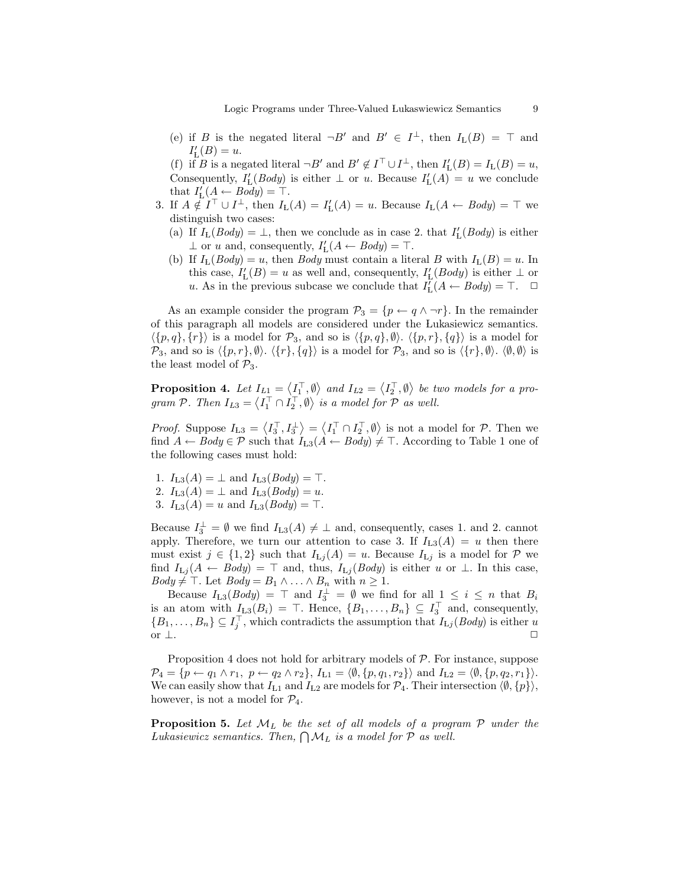(e) if $B$ is the negated literal $\neg B'$ and $B' \in I^{\bot}$, then $I_{\mathrm{L}}(B) = \top$ and $I'_{\mathrm{L}}(B) = u$.

(f) if $B$ is a negated literal $\neg B'$ and $B' \notin I^{\top} \cup I^{\bot}$, then $I'_{\mathrm{L}}(B) = I_{\mathrm{L}}(B) = u$,

Consequently, $I'_{\mathrm{L}}(Body)$ is either $\bot$ or $u$. Because $I'_{\mathrm{L}}(A) = u$ we conclude that $I'_{\mathrm{L}}(A \leftarrow Body) = \top$.

3. If $A \notin I^{\top} \cup I^{\bot}$, then $I_{\mathrm{L}}(A) = I'_{\mathrm{L}}(A) = u$. Because $I_{\mathrm{L}}(A \leftarrow Body) = \top$ we distinguish two cases:
   (a) If $I_{\mathrm{L}}(Body) = \bot$, then we conclude as in case 2. that $I'_{\mathrm{L}}(Body)$ is either $\bot$ or $u$ and, consequently, $I'_{\mathrm{L}}(A \leftarrow Body) = \top$.
   (b) If $I_{\mathrm{L}}(Body) = u$, then $Body$ must contain a literal $B$ with $I_{\mathrm{L}}(B) = u$. In this case, $I'_{\mathrm{L}}(B) = u$ as well and, consequently, $I'_{\mathrm{L}}(Body)$ is either $\bot$ or $u$. As in the previous subcase we conclude that $I'_{\mathrm{L}}(A \leftarrow Body) = \top$. $\Box$

As an example consider the program $\mathcal{P}_3 = \{p \leftarrow q \wedge \neg r\}$. In the remainder of this paragraph all models are considered under the Łukasiewicz semantics. $\langle \{p, q\}, \{r\} \rangle$ is a model for $\mathcal{P}_3$, and so is $\langle \{p, q\}, \emptyset \rangle$. $\langle \{p, r\}, \{q\} \rangle$ is a model for $\mathcal{P}_3$, and so is $\langle \{p, r\}, \emptyset \rangle$. $\langle \{r\}, \{q\} \rangle$ is a model for $\mathcal{P}_3$, and so is $\langle \{r\}, \emptyset \rangle$. $\langle \emptyset, \emptyset \rangle$ is the least model of $\mathcal{P}_3$.

**Proposition 4.** *Let $I_{L1} = \langle I_1^{\top}, \emptyset \rangle$ and $I_{L2} = \langle I_2^{\top}, \emptyset \rangle$ be two models for a program $\mathcal{P}$. Then $I_{L3} = \langle I_1^{\top} \cap I_2^{\top}, \emptyset \rangle$ is a model for $\mathcal{P}$ as well.*

*Proof.* Suppose $I_{\mathrm{L3}} = \langle I_3^{\top}, I_3^{\bot} \rangle = \langle I_1^{\top} \cap I_2^{\top}, \emptyset \rangle$ is not a model for $\mathcal{P}$. Then we find $A \leftarrow Body \in \mathcal{P}$ such that $I_{\mathrm{L3}}(A \leftarrow Body) \neq \top$. According to Table 1 one of the following cases must hold:

1. $I_{\mathrm{L3}}(A) = \bot$ and $I_{\mathrm{L3}}(Body) = \top$.
2. $I_{\mathrm{L3}}(A) = \bot$ and $I_{\mathrm{L3}}(Body) = u$.
3. $I_{\mathrm{L3}}(A) = u$ and $I_{\mathrm{L3}}(Body) = \top$.

Because $I_3^{\bot} = \emptyset$ we find $I_{\mathrm{L3}}(A) \neq \bot$ and, consequently, cases 1. and 2. cannot apply. Therefore, we turn our attention to case 3. If $I_{\mathrm{L3}}(A) = u$ then there must exist $j \in \{1, 2\}$ such that $I_{\mathrm{L}j}(A) = u$. Because $I_{\mathrm{L}j}$ is a model for $\mathcal{P}$ we find $I_{\mathrm{L}j}(A \leftarrow Body) = \top$ and, thus, $I_{\mathrm{L}j}(Body)$ is either $u$ or $\bot$. In this case, $Body \neq \top$. Let $Body = B_1 \wedge \ldots \wedge B_n$ with $n \geq 1$.

Because $I_{\mathrm{L3}}(Body) = \top$ and $I_3^{\bot} = \emptyset$ we find for all $1 \leq i \leq n$ that $B_i$ is an atom with $I_{\mathrm{L3}}(B_i) = \top$. Hence, $\{B_1, \ldots, B_n\} \subseteq I_3^{\top}$ and, consequently, $\{B_1, \ldots, B_n\} \subseteq I_j^{\top}$, which contradicts the assumption that $I_{\mathrm{L}j}(Body)$ is either $u$ or $\bot$. $\Box$

Proposition 4 does not hold for arbitrary models of $\mathcal{P}$. For instance, suppose $\mathcal{P}_4 = \{p \leftarrow q_1 \wedge r_1,\ p \leftarrow q_2 \wedge r_2\}$, $I_{\mathrm{L1}} = \langle \emptyset, \{p, q_1, r_2\} \rangle$ and $I_{\mathrm{L2}} = \langle \emptyset, \{p, q_2, r_1\} \rangle$. We can easily show that $I_{\mathrm{L1}}$ and $I_{\mathrm{L2}}$ are models for $\mathcal{P}_4$. Their intersection $\langle \emptyset, \{p\} \rangle$, however, is not a model for $\mathcal{P}_4$.

**Proposition 5.** *Let $\mathcal{M}_L$ be the set of all models of a program $\mathcal{P}$ under the Łukasiewicz semantics. Then, $\bigcap \mathcal{M}_L$ is a model for $\mathcal{P}$ as well.*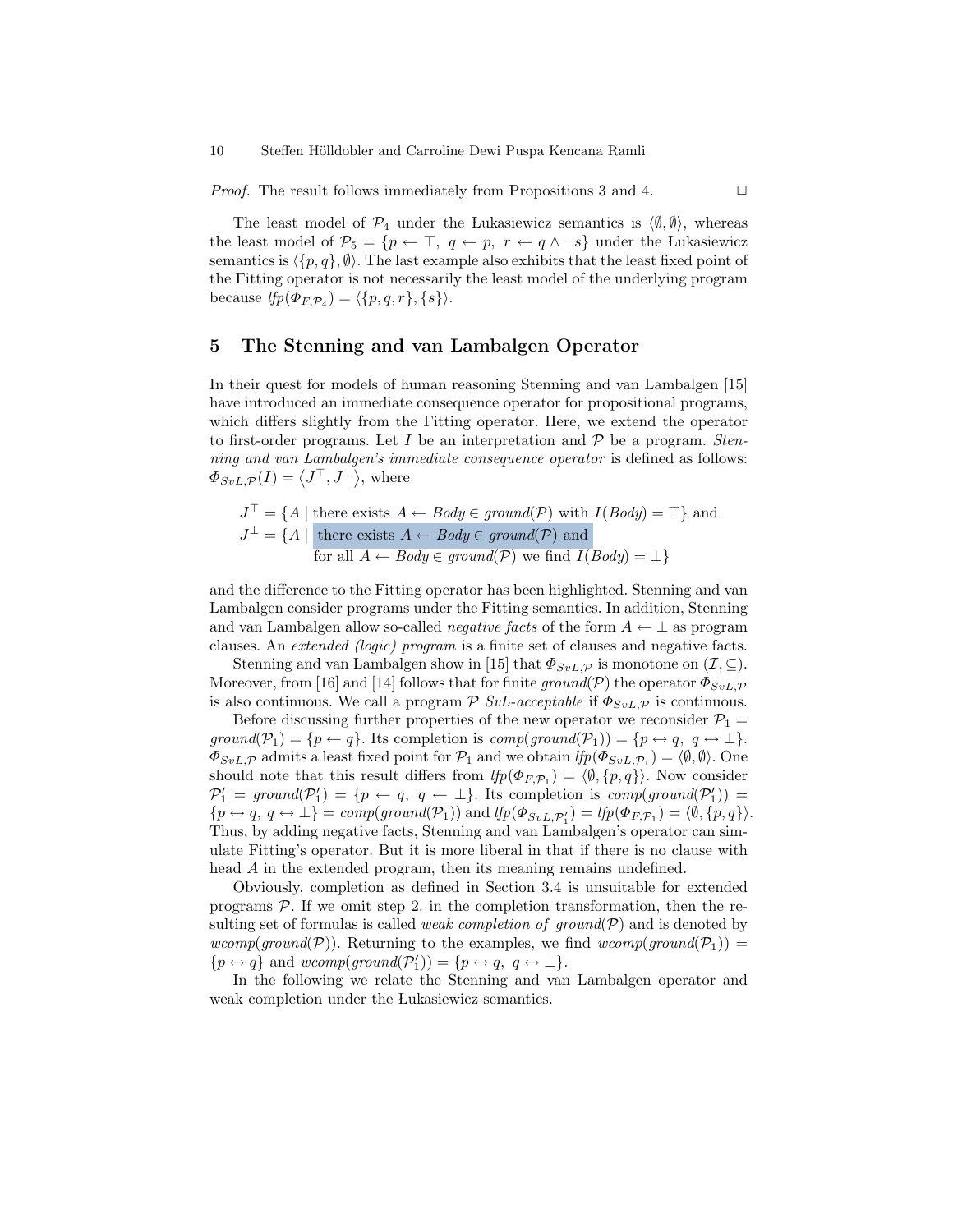*Proof.* The result follows immediately from Propositions 3 and 4. □

The least model of $\mathcal{P}_4$ under the Łukasiewicz semantics is $\langle\emptyset,\emptyset\rangle$, whereas the least model of $\mathcal{P}_5 = \{p \leftarrow \top,\ q \leftarrow p,\ r \leftarrow q \wedge \neg s\}$ under the Łukasiewicz semantics is $\langle\{p,q\},\emptyset\rangle$. The last example also exhibits that the least fixed point of the Fitting operator is not necessarily the least model of the underlying program because $\mathit{lfp}(\Phi_{F,\mathcal{P}_4}) = \langle\{p,q,r\},\{s\}\rangle$.

## 5 The Stenning and van Lambalgen Operator

In their quest for models of human reasoning Stenning and van Lambalgen [15] have introduced an immediate consequence operator for propositional programs, which differs slightly from the Fitting operator. Here, we extend the operator to first-order programs. Let $I$ be an interpretation and $\mathcal{P}$ be a program. *Stenning and van Lambalgen's immediate consequence operator* is defined as follows: $\Phi_{SvL,\mathcal{P}}(I) = \langle J^\top, J^\bot\rangle$, where

$$
\begin{aligned}
J^\top &= \{A \mid \text{there exists } A \leftarrow \mathit{Body} \in \mathit{ground}(\mathcal{P}) \text{ with } I(\mathit{Body}) = \top\} \text{ and}\\
J^\bot &= \{A \mid \text{there exists } A \leftarrow \mathit{Body} \in \mathit{ground}(\mathcal{P}) \text{ and}\\
&\qquad\quad \text{for all } A \leftarrow \mathit{Body} \in \mathit{ground}(\mathcal{P}) \text{ we find } I(\mathit{Body}) = \bot\}
\end{aligned}
$$

and the difference to the Fitting operator has been highlighted. Stenning and van Lambalgen consider programs under the Fitting semantics. In addition, Stenning and van Lambalgen allow so-called *negative facts* of the form $A \leftarrow \bot$ as program clauses. An *extended (logic) program* is a finite set of clauses and negative facts.

Stenning and van Lambalgen show in [15] that $\Phi_{SvL,\mathcal{P}}$ is monotone on $(\mathcal{I},\subseteq)$. Moreover, from [16] and [14] follows that for finite $\mathit{ground}(\mathcal{P})$ the operator $\Phi_{SvL,\mathcal{P}}$ is also continuous. We call a program $\mathcal{P}$ *SvL-acceptable* if $\Phi_{SvL,\mathcal{P}}$ is continuous.

Before discussing further properties of the new operator we reconsider $\mathcal{P}_1 = \mathit{ground}(\mathcal{P}_1) = \{p \leftarrow q\}$. Its completion is $\mathit{comp}(\mathit{ground}(\mathcal{P}_1)) = \{p \leftrightarrow q,\ q \leftrightarrow \bot\}$. $\Phi_{SvL,\mathcal{P}}$ admits a least fixed point for $\mathcal{P}_1$ and we obtain $\mathit{lfp}(\Phi_{SvL,\mathcal{P}_1}) = \langle\emptyset,\emptyset\rangle$. One should note that this result differs from $\mathit{lfp}(\Phi_{F,\mathcal{P}_1}) = \langle\emptyset,\{p,q\}\rangle$. Now consider $\mathcal{P}_1' = \mathit{ground}(\mathcal{P}_1') = \{p \leftarrow q,\ q \leftarrow \bot\}$. Its completion is $\mathit{comp}(\mathit{ground}(\mathcal{P}_1')) = \{p \leftrightarrow q,\ q \leftrightarrow \bot\} = \mathit{comp}(\mathit{ground}(\mathcal{P}_1))$ and $\mathit{lfp}(\Phi_{SvL,\mathcal{P}_1'}) = \mathit{lfp}(\Phi_{F,\mathcal{P}_1}) = \langle\emptyset,\{p,q\}\rangle$. Thus, by adding negative facts, Stenning and van Lambalgen's operator can simulate Fitting's operator. But it is more liberal in that if there is no clause with head $A$ in the extended program, then its meaning remains undefined.

Obviously, completion as defined in Section 3.4 is unsuitable for extended programs $\mathcal{P}$. If we omit step 2. in the completion transformation, then the resulting set of formulas is called *weak completion of* $\mathit{ground}(\mathcal{P})$ and is denoted by $\mathit{wcomp}(\mathit{ground}(\mathcal{P}))$. Returning to the examples, we find $\mathit{wcomp}(\mathit{ground}(\mathcal{P}_1)) = \{p \leftrightarrow q\}$ and $\mathit{wcomp}(\mathit{ground}(\mathcal{P}_1')) = \{p \leftrightarrow q,\ q \leftrightarrow \bot\}$.

In the following we relate the Stenning and van Lambalgen operator and weak completion under the Łukasiewicz semantics.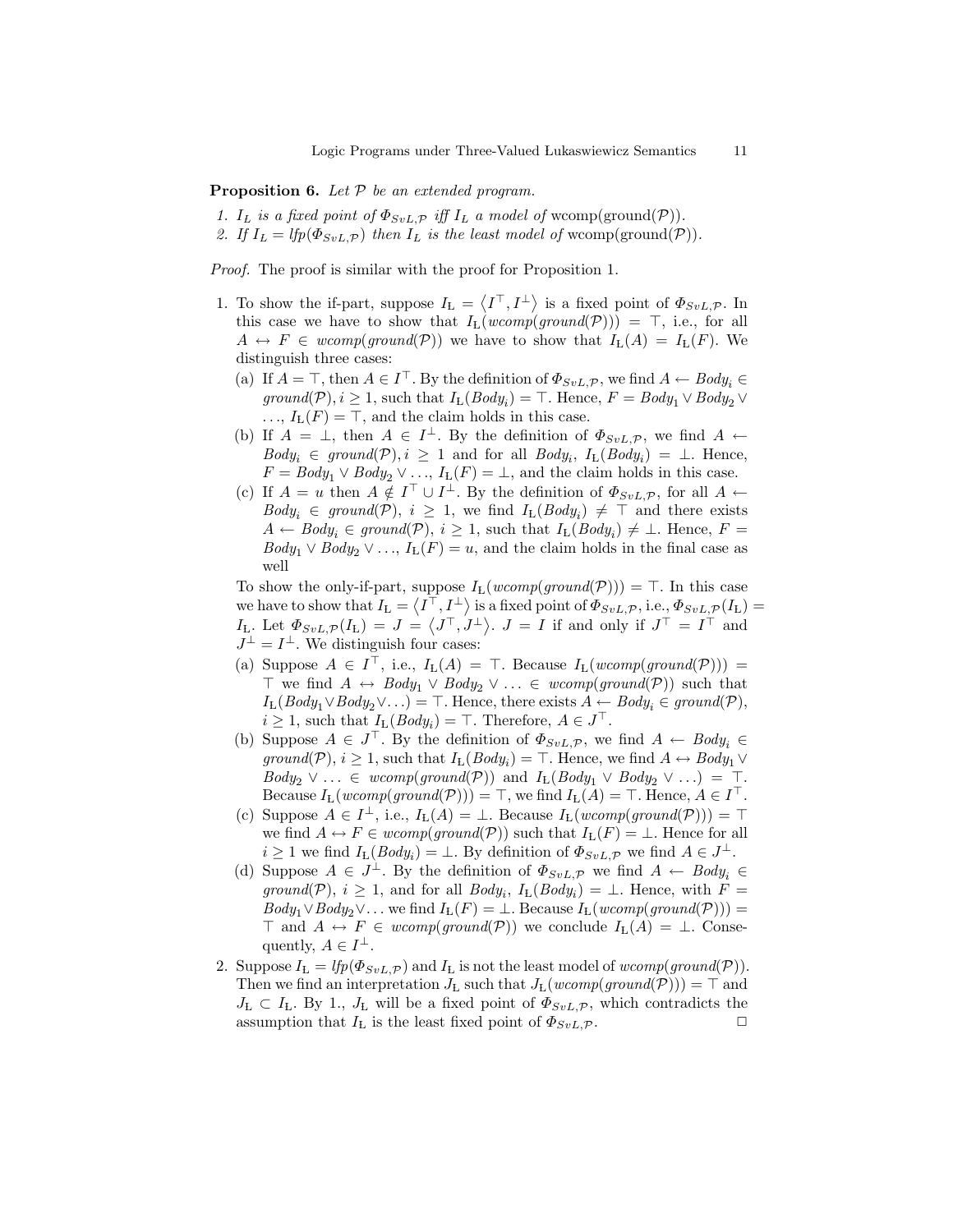**Proposition 6.** *Let $\mathcal{P}$ be an extended program.*

1. *$I_L$ is a fixed point of $\Phi_{SvL,\mathcal{P}}$ iff $I_L$ a model of* wcomp(ground($\mathcal{P}$)).
2. *If $I_L = lfp(\Phi_{SvL,\mathcal{P}})$ then $I_L$ is the least model of* wcomp(ground($\mathcal{P}$)).

*Proof.* The proof is similar with the proof for Proposition 1.

1. To show the if-part, suppose $I_{\text{L}} = \langle I^{\top}, I^{\bot} \rangle$ is a fixed point of $\Phi_{SvL,\mathcal{P}}$. In this case we have to show that $I_{\text{L}}(wcomp(ground(\mathcal{P}))) = \top$, i.e., for all $A \leftrightarrow F \in wcomp(ground(\mathcal{P}))$ we have to show that $I_{\text{L}}(A) = I_{\text{L}}(F)$. We distinguish three cases:
   (a) If $A = \top$, then $A \in I^{\top}$. By the definition of $\Phi_{SvL,\mathcal{P}}$, we find $A \leftarrow Body_i \in ground(\mathcal{P}), i \geq 1$, such that $I_{\text{L}}(Body_i) = \top$. Hence, $F = Body_1 \vee Body_2 \vee \ldots$, $I_{\text{L}}(F) = \top$, and the claim holds in this case.
   (b) If $A = \bot$, then $A \in I^{\bot}$. By the definition of $\Phi_{SvL,\mathcal{P}}$, we find $A \leftarrow Body_i \in ground(\mathcal{P}), i \geq 1$ and for all $Body_i$, $I_{\text{L}}(Body_i) = \bot$. Hence, $F = Body_1 \vee Body_2 \vee \ldots$, $I_{\text{L}}(F) = \bot$, and the claim holds in this case.
   (c) If $A = u$ then $A \notin I^{\top} \cup I^{\bot}$. By the definition of $\Phi_{SvL,\mathcal{P}}$, for all $A \leftarrow Body_i \in ground(\mathcal{P})$, $i \geq 1$, we find $I_{\text{L}}(Body_i) \neq \top$ and there exists $A \leftarrow Body_i \in ground(\mathcal{P})$, $i \geq 1$, such that $I_{\text{L}}(Body_i) \neq \bot$. Hence, $F = Body_1 \vee Body_2 \vee \ldots$, $I_{\text{L}}(F) = u$, and the claim holds in the final case as well

   To show the only-if-part, suppose $I_{\text{L}}(wcomp(ground(\mathcal{P}))) = \top$. In this case we have to show that $I_{\text{L}} = \langle I^{\top}, I^{\bot} \rangle$ is a fixed point of $\Phi_{SvL,\mathcal{P}}$, i.e., $\Phi_{SvL,\mathcal{P}}(I_{\text{L}}) = I_{\text{L}}$. Let $\Phi_{SvL,\mathcal{P}}(I_{\text{L}}) = J = \langle J^{\top}, J^{\bot} \rangle$. $J = I$ if and only if $J^{\top} = I^{\top}$ and $J^{\bot} = I^{\bot}$. We distinguish four cases:
   (a) Suppose $A \in I^{\top}$, i.e., $I_{\text{L}}(A) = \top$. Because $I_{\text{L}}(wcomp(ground(\mathcal{P}))) = \top$ we find $A \leftrightarrow Body_1 \vee Body_2 \vee \ldots \in wcomp(ground(\mathcal{P}))$ such that $I_{\text{L}}(Body_1 \vee Body_2 \vee \ldots) = \top$. Hence, there exists $A \leftarrow Body_i \in ground(\mathcal{P})$, $i \geq 1$, such that $I_{\text{L}}(Body_i) = \top$. Therefore, $A \in J^{\top}$.
   (b) Suppose $A \in J^{\top}$. By the definition of $\Phi_{SvL,\mathcal{P}}$, we find $A \leftarrow Body_i \in ground(\mathcal{P})$, $i \geq 1$, such that $I_{\text{L}}(Body_i) = \top$. Hence, we find $A \leftrightarrow Body_1 \vee Body_2 \vee \ldots \in wcomp(ground(\mathcal{P}))$ and $I_{\text{L}}(Body_1 \vee Body_2 \vee \ldots) = \top$. Because $I_{\text{L}}(wcomp(ground(\mathcal{P}))) = \top$, we find $I_{\text{L}}(A) = \top$. Hence, $A \in I^{\top}$.
   (c) Suppose $A \in I^{\bot}$, i.e., $I_{\text{L}}(A) = \bot$. Because $I_{\text{L}}(wcomp(ground(\mathcal{P}))) = \top$ we find $A \leftrightarrow F \in wcomp(ground(\mathcal{P}))$ such that $I_{\text{L}}(F) = \bot$. Hence for all $i \geq 1$ we find $I_{\text{L}}(Body_i) = \bot$. By definition of $\Phi_{SvL,\mathcal{P}}$ we find $A \in J^{\bot}$.
   (d) Suppose $A \in J^{\bot}$. By the definition of $\Phi_{SvL,\mathcal{P}}$ we find $A \leftarrow Body_i \in ground(\mathcal{P})$, $i \geq 1$, and for all $Body_i$, $I_{\text{L}}(Body_i) = \bot$. Hence, with $F = Body_1 \vee Body_2 \vee \ldots$ we find $I_{\text{L}}(F) = \bot$. Because $I_{\text{L}}(wcomp(ground(\mathcal{P}))) = \top$ and $A \leftrightarrow F \in wcomp(ground(\mathcal{P}))$ we conclude $I_{\text{L}}(A) = \bot$. Consequently, $A \in I^{\bot}$.
2. Suppose $I_{\text{L}} = lfp(\Phi_{SvL,\mathcal{P}})$ and $I_{\text{L}}$ is not the least model of $wcomp(ground(\mathcal{P}))$. Then we find an interpretation $J_{\text{L}}$ such that $J_{\text{L}}(wcomp(ground(\mathcal{P}))) = \top$ and $J_{\text{L}} \subset I_{\text{L}}$. By 1., $J_{\text{L}}$ will be a fixed point of $\Phi_{SvL,\mathcal{P}}$, which contradicts the assumption that $I_{\text{L}}$ is the least fixed point of $\Phi_{SvL,\mathcal{P}}$. ☐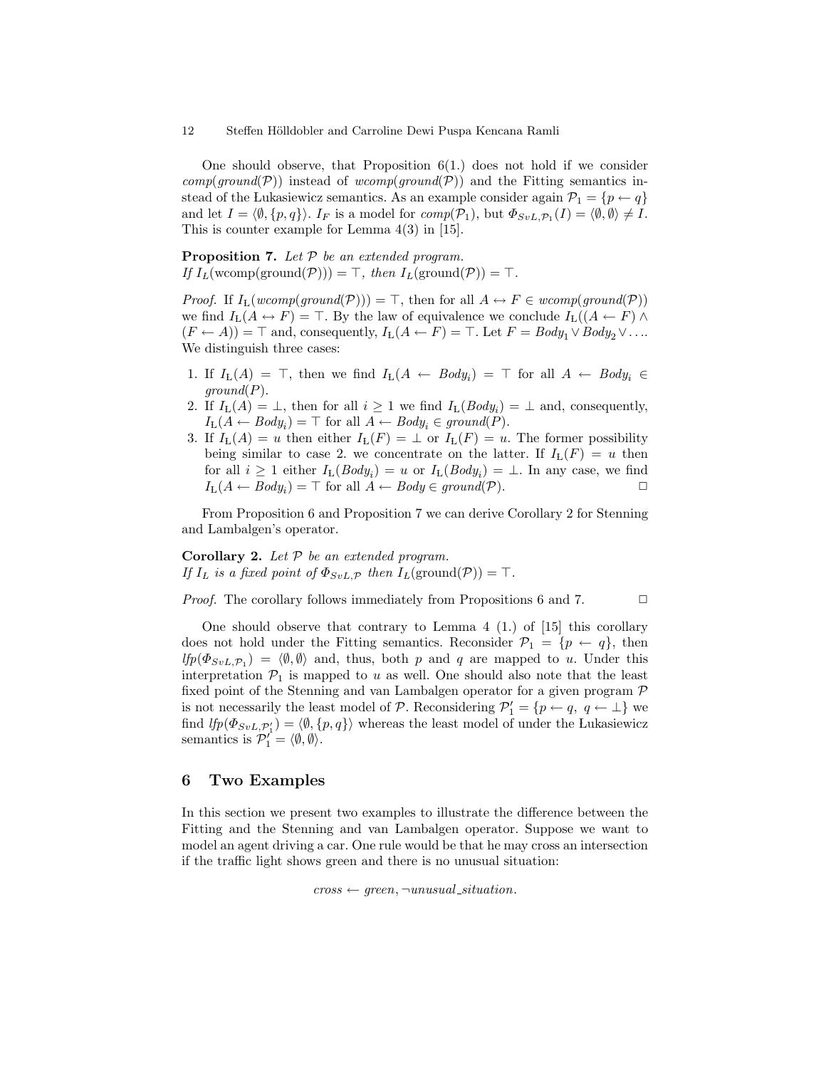One should observe, that Proposition 6(1.) does not hold if we consider $comp(ground(\mathcal{P}))$ instead of $wcomp(ground(\mathcal{P}))$ and the Fitting semantics instead of the Łukasiewicz semantics. As an example consider again $\mathcal{P}_1 = \{p \leftarrow q\}$ and let $I = \langle \emptyset, \{p, q\} \rangle$. $I_F$ is a model for $comp(\mathcal{P}_1)$, but $\Phi_{SvL,\mathcal{P}_1}(I) = \langle \emptyset, \emptyset \rangle \neq I$. This is counter example for Lemma 4(3) in [15].

**Proposition 7.** *Let $\mathcal{P}$ be an extended program.*
*If $I_L(\text{wcomp}(\text{ground}(\mathcal{P}))) = \top$, then $I_L(\text{ground}(\mathcal{P})) = \top$.*

*Proof.* If $I_{\text{L}}(wcomp(ground(\mathcal{P}))) = \top$, then for all $A \leftrightarrow F \in wcomp(ground(\mathcal{P}))$ we find $I_{\text{L}}(A \leftrightarrow F) = \top$. By the law of equivalence we conclude $I_{\text{L}}((A \leftarrow F) \wedge (F \leftarrow A)) = \top$ and, consequently, $I_{\text{L}}(A \leftarrow F) = \top$. Let $F = Body_1 \vee Body_2 \vee \ldots$. We distinguish three cases:

1. If $I_{\text{L}}(A) = \top$, then we find $I_{\text{L}}(A \leftarrow Body_i) = \top$ for all $A \leftarrow Body_i \in ground(P)$.
2. If $I_{\text{L}}(A) = \bot$, then for all $i \geq 1$ we find $I_{\text{L}}(Body_i) = \bot$ and, consequently, $I_{\text{L}}(A \leftarrow Body_i) = \top$ for all $A \leftarrow Body_i \in ground(P)$.
3. If $I_{\text{L}}(A) = u$ then either $I_{\text{L}}(F) = \bot$ or $I_{\text{L}}(F) = u$. The former possibility being similar to case 2. we concentrate on the latter. If $I_{\text{L}}(F) = u$ then for all $i \geq 1$ either $I_{\text{L}}(Body_i) = u$ or $I_{\text{L}}(Body_i) = \bot$. In any case, we find $I_{\text{L}}(A \leftarrow Body_i) = \top$ for all $A \leftarrow Body \in ground(\mathcal{P})$. $\square$

From Proposition 6 and Proposition 7 we can derive Corollary 2 for Stenning and Lambalgen's operator.

**Corollary 2.** *Let $\mathcal{P}$ be an extended program.*
*If $I_L$ is a fixed point of $\Phi_{SvL,\mathcal{P}}$ then $I_L(\text{ground}(\mathcal{P})) = \top$.*

*Proof.* The corollary follows immediately from Propositions 6 and 7. $\square$

One should observe that contrary to Lemma 4 (1.) of [15] this corollary does not hold under the Fitting semantics. Reconsider $\mathcal{P}_1 = \{p \leftarrow q\}$, then $lfp(\Phi_{SvL,\mathcal{P}_1}) = \langle \emptyset, \emptyset \rangle$ and, thus, both $p$ and $q$ are mapped to $u$. Under this interpretation $\mathcal{P}_1$ is mapped to $u$ as well. One should also note that the least fixed point of the Stenning and van Lambalgen operator for a given program $\mathcal{P}$ is not necessarily the least model of $\mathcal{P}$. Reconsidering $\mathcal{P}'_1 = \{p \leftarrow q,\ q \leftarrow \bot\}$ we find $lfp(\Phi_{SvL,\mathcal{P}'_1}) = \langle \emptyset, \{p, q\} \rangle$ whereas the least model of under the Łukasiewicz semantics is $\mathcal{P}'_1 = \langle \emptyset, \emptyset \rangle$.

## 6 Two Examples

In this section we present two examples to illustrate the difference between the Fitting and the Stenning and van Lambalgen operator. Suppose we want to model an agent driving a car. One rule would be that he may cross an intersection if the traffic light shows green and there is no unusual situation:

$$cross \leftarrow green, \neg unusual\_situation.$$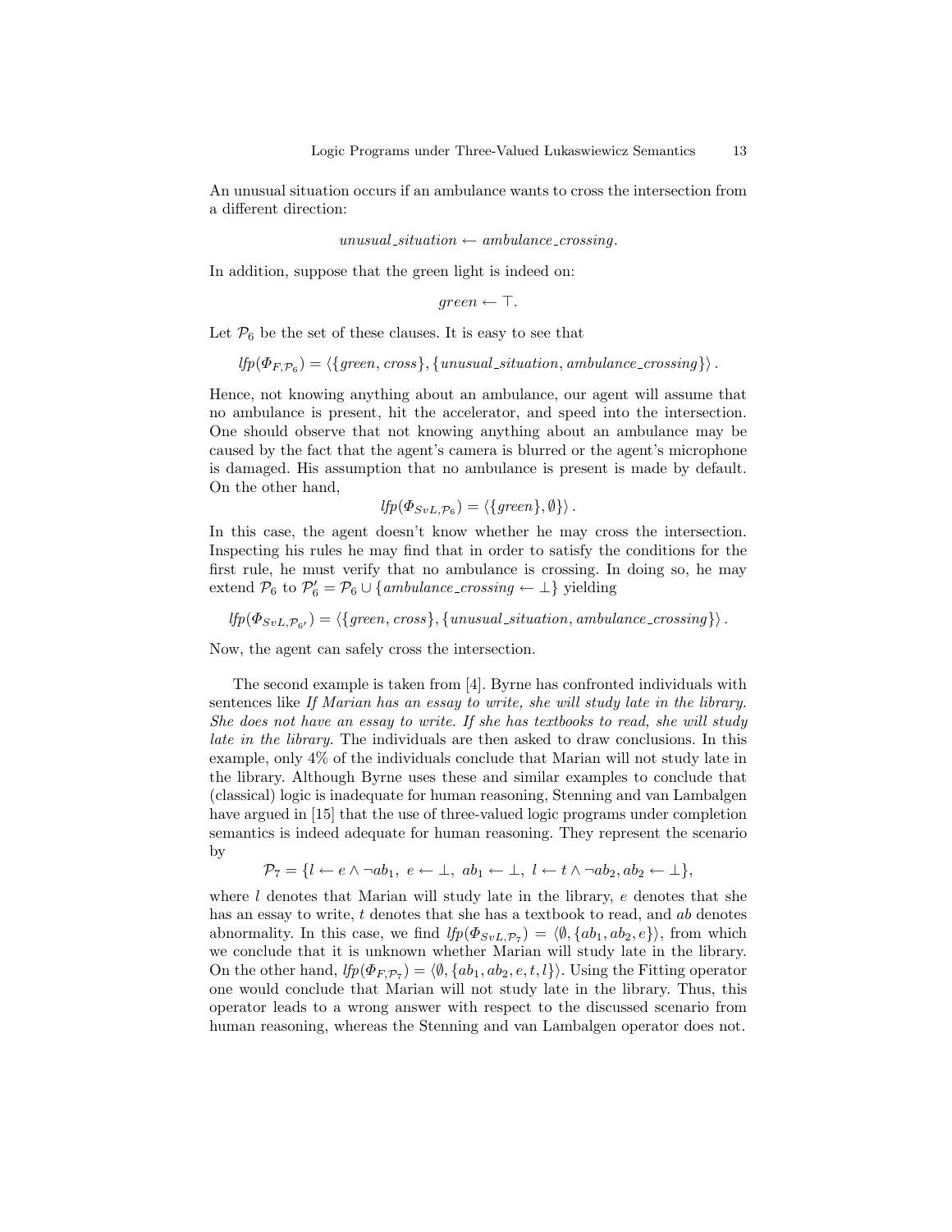An unusual situation occurs if an ambulance wants to cross the intersection from a different direction:

$$unusual\_situation \leftarrow ambulance\_crossing.$$

In addition, suppose that the green light is indeed on:

$$green \leftarrow \top.$$

Let $\mathcal{P}_6$ be the set of these clauses. It is easy to see that

$$lfp(\Phi_{F,\mathcal{P}_6}) = \langle \{green, cross\}, \{unusual\_situation, ambulance\_crossing\} \rangle .$$

Hence, not knowing anything about an ambulance, our agent will assume that no ambulance is present, hit the accelerator, and speed into the intersection. One should observe that not knowing anything about an ambulance may be caused by the fact that the agent's camera is blurred or the agent's microphone is damaged. His assumption that no ambulance is present is made by default. On the other hand,

$$lfp(\Phi_{SvL,\mathcal{P}_6}) = \langle \{green\}, \emptyset \} \rangle .$$

In this case, the agent doesn't know whether he may cross the intersection. Inspecting his rules he may find that in order to satisfy the conditions for the first rule, he must verify that no ambulance is crossing. In doing so, he may extend $\mathcal{P}_6$ to $\mathcal{P}_6' = \mathcal{P}_6 \cup \{ambulance\_crossing \leftarrow \bot\}$ yielding

$$lfp(\Phi_{SvL,\mathcal{P}_{6'}}) = \langle \{green, cross\}, \{unusual\_situation, ambulance\_crossing\} \rangle .$$

Now, the agent can safely cross the intersection.

The second example is taken from [4]. Byrne has confronted individuals with sentences like *If Marian has an essay to write, she will study late in the library. She does not have an essay to write. If she has textbooks to read, she will study late in the library.* The individuals are then asked to draw conclusions. In this example, only 4% of the individuals conclude that Marian will not study late in the library. Although Byrne uses these and similar examples to conclude that (classical) logic is inadequate for human reasoning, Stenning and van Lambalgen have argued in [15] that the use of three-valued logic programs under completion semantics is indeed adequate for human reasoning. They represent the scenario by

$$\mathcal{P}_7 = \{l \leftarrow e \wedge \neg ab_1,\ e \leftarrow \bot,\ ab_1 \leftarrow \bot,\ l \leftarrow t \wedge \neg ab_2, ab_2 \leftarrow \bot\},$$

where $l$ denotes that Marian will study late in the library, $e$ denotes that she has an essay to write, $t$ denotes that she has a textbook to read, and $ab$ denotes abnormality. In this case, we find $lfp(\Phi_{SvL,\mathcal{P}_7}) = \langle \emptyset, \{ab_1, ab_2, e\} \rangle$, from which we conclude that it is unknown whether Marian will study late in the library. On the other hand, $lfp(\Phi_{F,\mathcal{P}_7}) = \langle \emptyset, \{ab_1, ab_2, e, t, l\} \rangle$. Using the Fitting operator one would conclude that Marian will not study late in the library. Thus, this operator leads to a wrong answer with respect to the discussed scenario from human reasoning, whereas the Stenning and van Lambalgen operator does not.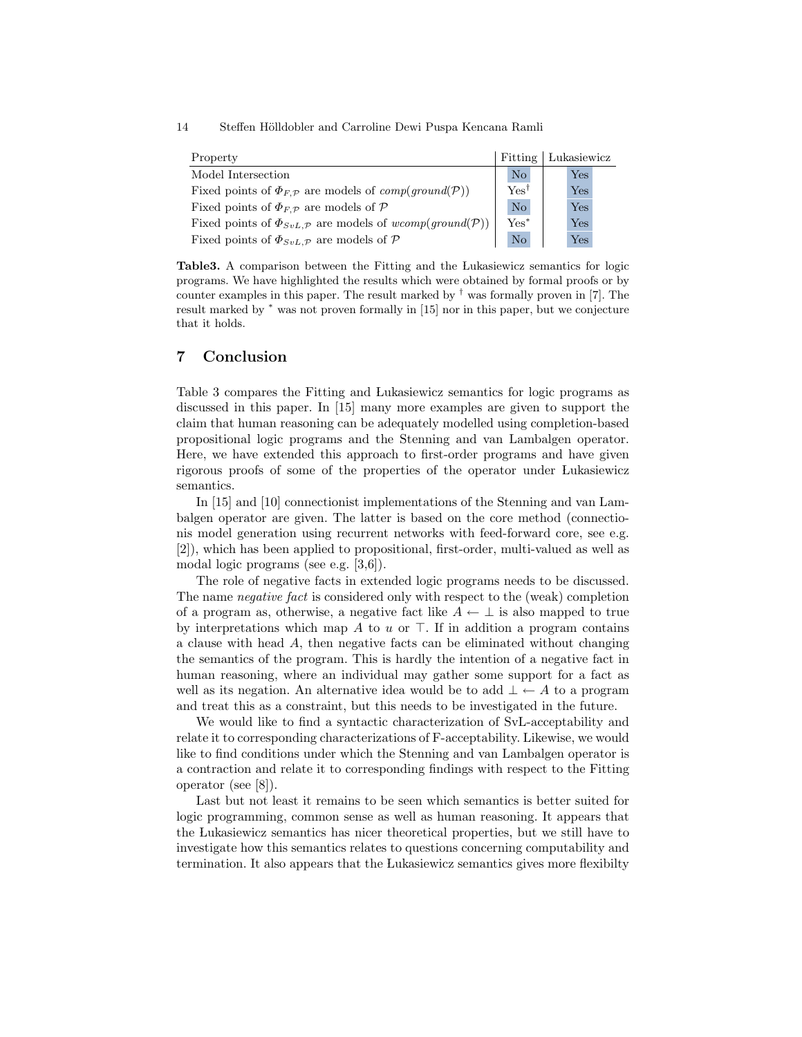| Property | Fitting | Łukasiewicz |
| --- | --- | --- |
| Model Intersection | No | Yes |
| Fixed points of $\Phi_{F,\mathcal{P}}$ are models of $comp(ground(\mathcal{P}))$ | Yes[†] | Yes |
| Fixed points of $\Phi_{F,\mathcal{P}}$ are models of $\mathcal{P}$ | No | Yes |
| Fixed points of $\Phi_{SvL,\mathcal{P}}$ are models of $wcomp(ground(\mathcal{P}))$ | Yes[*] | Yes |
| Fixed points of $\Phi_{SvL,\mathcal{P}}$ are models of $\mathcal{P}$ | No | Yes |

**Table3.** A comparison between the Fitting and the Łukasiewicz semantics for logic programs. We have highlighted the results which were obtained by formal proofs or by counter examples in this paper. The result marked by [†] was formally proven in [7]. The result marked by [*] was not proven formally in [15] nor in this paper, but we conjecture that it holds.

## 7 Conclusion

Table 3 compares the Fitting and Łukasiewicz semantics for logic programs as discussed in this paper. In [15] many more examples are given to support the claim that human reasoning can be adequately modelled using completion-based propositional logic programs and the Stenning and van Lambalgen operator. Here, we have extended this approach to first-order programs and have given rigorous proofs of some of the properties of the operator under Łukasiewicz semantics.

In [15] and [10] connectionist implementations of the Stenning and van Lambalgen operator are given. The latter is based on the core method (connectionis model generation using recurrent networks with feed-forward core, see e.g. [2]), which has been applied to propositional, first-order, multi-valued as well as modal logic programs (see e.g. [3,6]).

The role of negative facts in extended logic programs needs to be discussed. The name *negative fact* is considered only with respect to the (weak) completion of a program as, otherwise, a negative fact like $A \leftarrow \bot$ is also mapped to true by interpretations which map $A$ to $u$ or $\top$. If in addition a program contains a clause with head $A$, then negative facts can be eliminated without changing the semantics of the program. This is hardly the intention of a negative fact in human reasoning, where an individual may gather some support for a fact as well as its negation. An alternative idea would be to add $\bot \leftarrow A$ to a program and treat this as a constraint, but this needs to be investigated in the future.

We would like to find a syntactic characterization of SvL-acceptability and relate it to corresponding characterizations of F-acceptability. Likewise, we would like to find conditions under which the Stenning and van Lambalgen operator is a contraction and relate it to corresponding findings with respect to the Fitting operator (see [8]).

Last but not least it remains to be seen which semantics is better suited for logic programming, common sense as well as human reasoning. It appears that the Łukasiewicz semantics has nicer theoretical properties, but we still have to investigate how this semantics relates to questions concerning computability and termination. It also appears that the Łukasiewicz semantics gives more flexibilty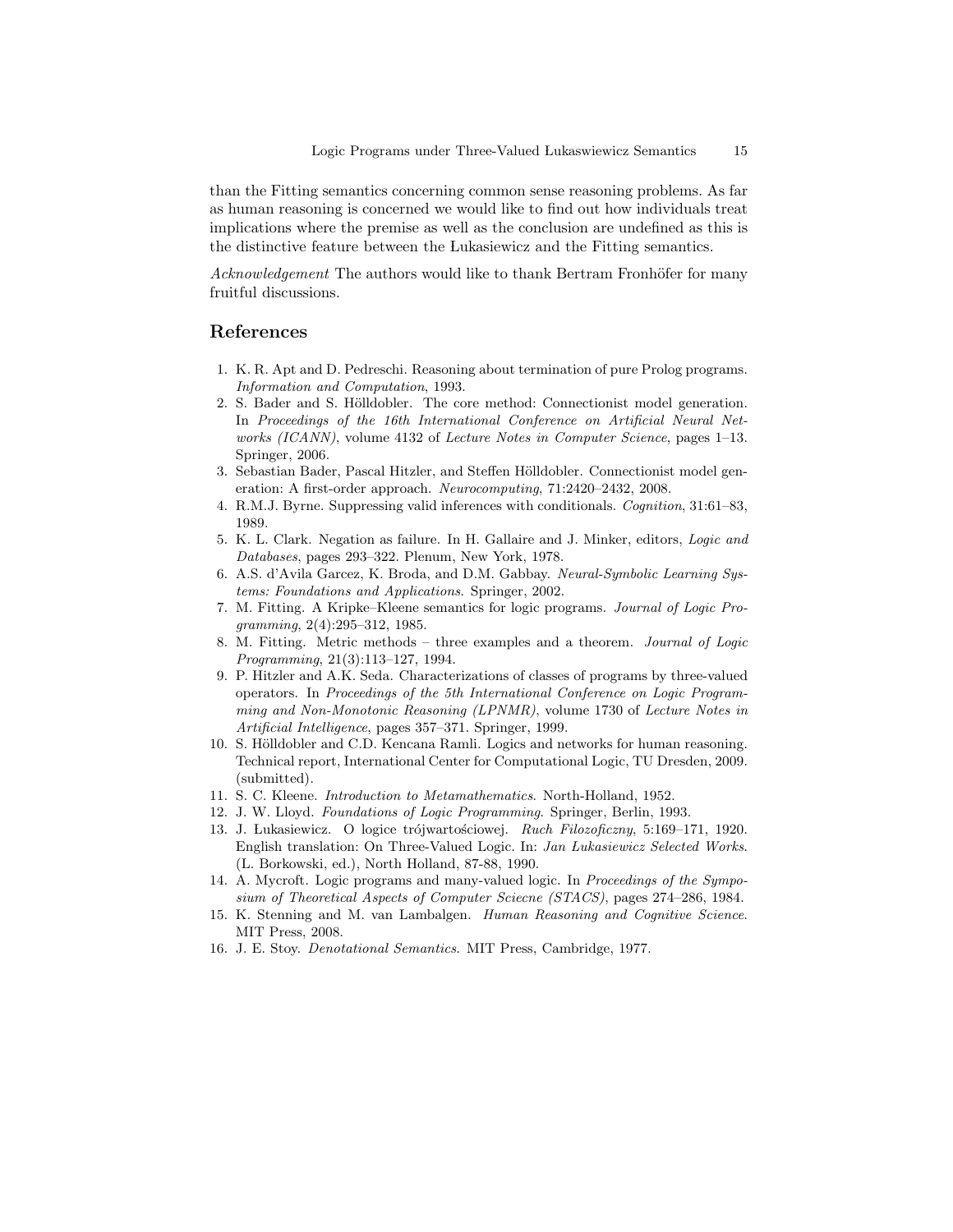than the Fitting semantics concerning common sense reasoning problems. As far as human reasoning is concerned we would like to find out how individuals treat implications where the premise as well as the conclusion are undefined as this is the distinctive feature between the Łukasiewicz and the Fitting semantics.

*Acknowledgement* The authors would like to thank Bertram Fronhöfer for many fruitful discussions.

## References

1. K. R. Apt and D. Pedreschi. Reasoning about termination of pure Prolog programs. *Information and Computation*, 1993.
2. S. Bader and S. Hölldobler. The core method: Connectionist model generation. In *Proceedings of the 16th International Conference on Artificial Neural Networks (ICANN)*, volume 4132 of *Lecture Notes in Computer Science*, pages 1–13. Springer, 2006.
3. Sebastian Bader, Pascal Hitzler, and Steffen Hölldobler. Connectionist model generation: A first-order approach. *Neurocomputing*, 71:2420–2432, 2008.
4. R.M.J. Byrne. Suppressing valid inferences with conditionals. *Cognition*, 31:61–83, 1989.
5. K. L. Clark. Negation as failure. In H. Gallaire and J. Minker, editors, *Logic and Databases*, pages 293–322. Plenum, New York, 1978.
6. A.S. d'Avila Garcez, K. Broda, and D.M. Gabbay. *Neural-Symbolic Learning Systems: Foundations and Applications*. Springer, 2002.
7. M. Fitting. A Kripke–Kleene semantics for logic programs. *Journal of Logic Programming*, 2(4):295–312, 1985.
8. M. Fitting. Metric methods – three examples and a theorem. *Journal of Logic Programming*, 21(3):113–127, 1994.
9. P. Hitzler and A.K. Seda. Characterizations of classes of programs by three-valued operators. In *Proceedings of the 5th International Conference on Logic Programming and Non-Monotonic Reasoning (LPNMR)*, volume 1730 of *Lecture Notes in Artificial Intelligence*, pages 357–371. Springer, 1999.
10. S. Hölldobler and C.D. Kencana Ramli. Logics and networks for human reasoning. Technical report, International Center for Computational Logic, TU Dresden, 2009. (submitted).
11. S. C. Kleene. *Introduction to Metamathematics*. North-Holland, 1952.
12. J. W. Lloyd. *Foundations of Logic Programming*. Springer, Berlin, 1993.
13. J. Łukasiewicz. O logice trójwartościowej. *Ruch Filozoficzny*, 5:169–171, 1920. English translation: On Three-Valued Logic. In: *Jan Łukasiewicz Selected Works*. (L. Borkowski, ed.), North Holland, 87-88, 1990.
14. A. Mycroft. Logic programs and many-valued logic. In *Proceedings of the Symposium of Theoretical Aspects of Computer Sciecne (STACS)*, pages 274–286, 1984.
15. K. Stenning and M. van Lambalgen. *Human Reasoning and Cognitive Science*. MIT Press, 2008.
16. J. E. Stoy. *Denotational Semantics*. MIT Press, Cambridge, 1977.